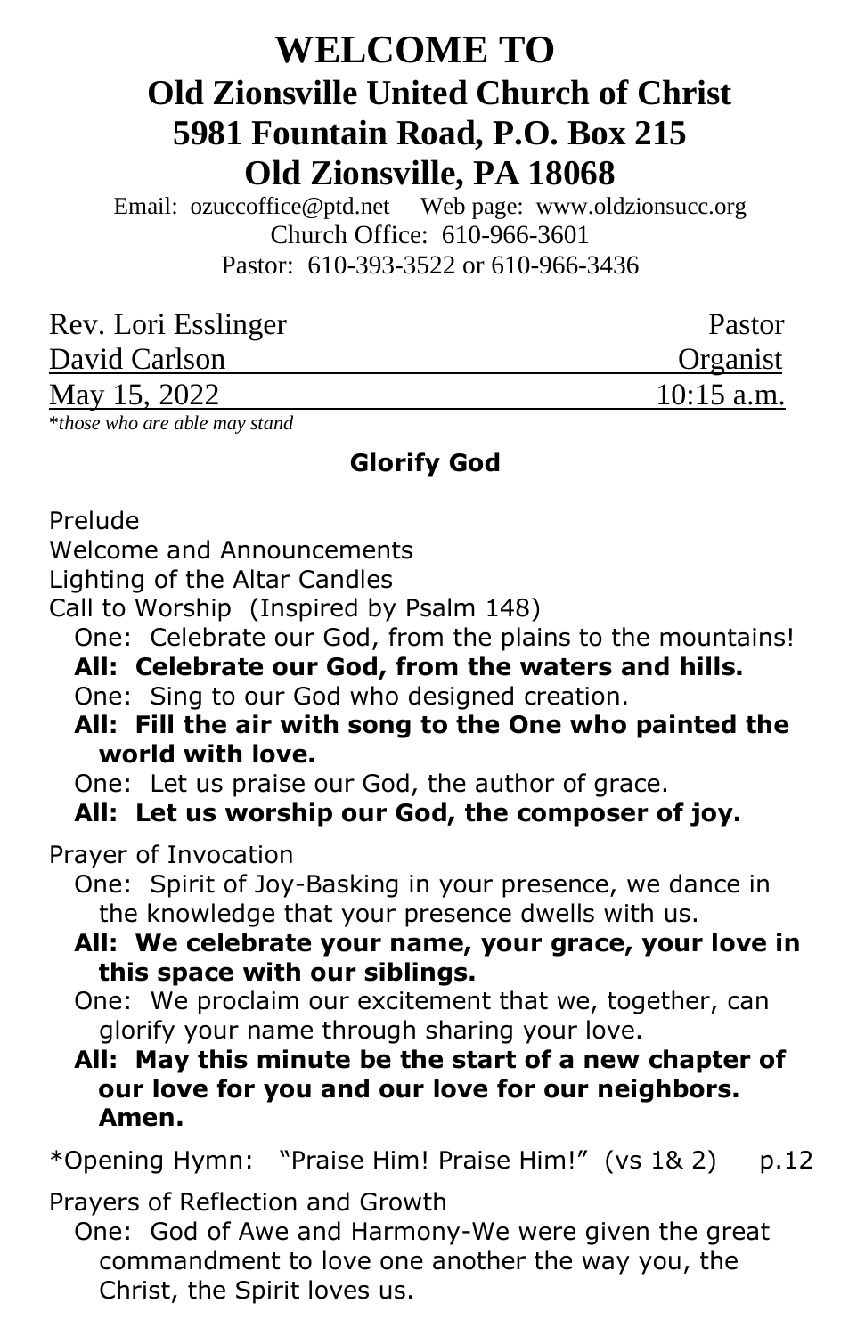# WELCOME TO
## Old Zionsville United Church of Christ
## 5981 Fountain Road, P.O. Box 215
## Old Zionsville, PA 18068

Email: ozuccoffice@ptd.net Web page: www.oldzionsucc.org
Church Office: 610-966-3601
Pastor: 610-393-3522 or 610-966-3436

| | |
|---|---|
| Rev. Lori Esslinger | Pastor |
| David Carlson | Organist |
| May 15, 2022 | 10:15 a.m. |

*\*those who are able may stand*

**Glorify God**

Prelude

Welcome and Announcements

Lighting of the Altar Candles

Call to Worship (Inspired by Psalm 148)

One: Celebrate our God, from the plains to the mountains!

**All: Celebrate our God, from the waters and hills.**

One: Sing to our God who designed creation.

**All: Fill the air with song to the One who painted the world with love.**

One: Let us praise our God, the author of grace.

**All: Let us worship our God, the composer of joy.**

Prayer of Invocation

One: Spirit of Joy-Basking in your presence, we dance in the knowledge that your presence dwells with us.

**All: We celebrate your name, your grace, your love in this space with our siblings.**

One: We proclaim our excitement that we, together, can glorify your name through sharing your love.

**All: May this minute be the start of a new chapter of our love for you and our love for our neighbors. Amen.**

*Opening Hymn: "Praise Him! Praise Him!" (vs 1& 2) p.12

Prayers of Reflection and Growth

One: God of Awe and Harmony-We were given the great commandment to love one another the way you, the Christ, the Spirit loves us.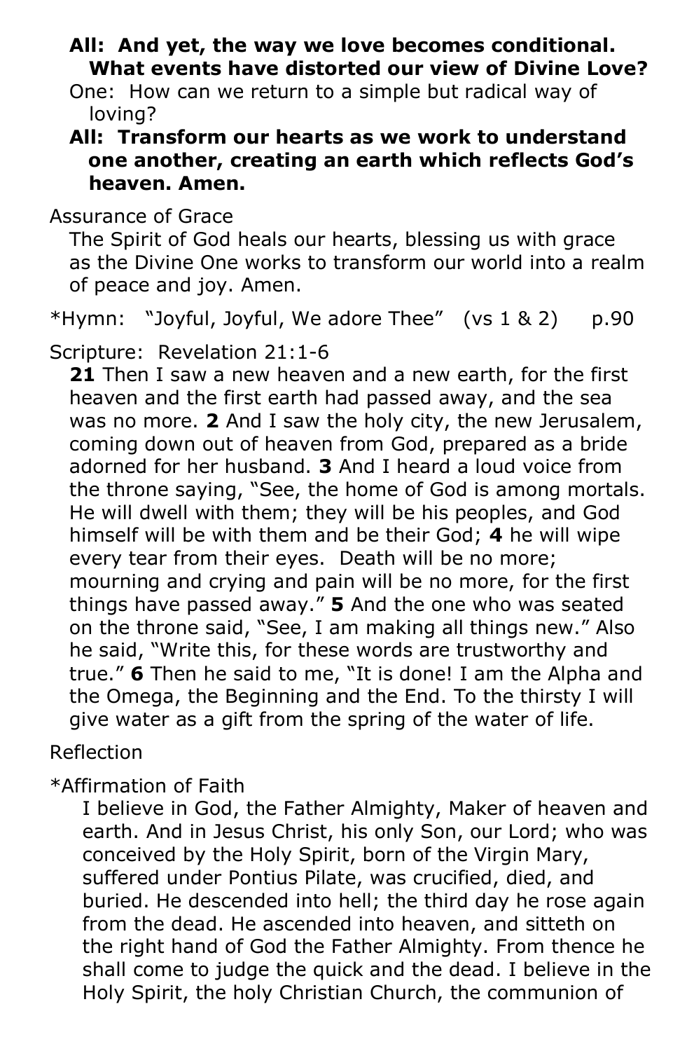**All: And yet, the way we love becomes conditional. What events have distorted our view of Divine Love?**

One: How can we return to a simple but radical way of loving?

**All: Transform our hearts as we work to understand one another, creating an earth which reflects God's heaven. Amen.**

Assurance of Grace

The Spirit of God heals our hearts, blessing us with grace as the Divine One works to transform our world into a realm of peace and joy. Amen.

*Hymn: "Joyful, Joyful, We adore Thee" (vs 1 & 2) p.90

Scripture: Revelation 21:1-6

**21** Then I saw a new heaven and a new earth, for the first heaven and the first earth had passed away, and the sea was no more. **2** And I saw the holy city, the new Jerusalem, coming down out of heaven from God, prepared as a bride adorned for her husband. **3** And I heard a loud voice from the throne saying, "See, the home of God is among mortals. He will dwell with them; they will be his peoples, and God himself will be with them and be their God; **4** he will wipe every tear from their eyes. Death will be no more; mourning and crying and pain will be no more, for the first things have passed away." **5** And the one who was seated on the throne said, "See, I am making all things new." Also he said, "Write this, for these words are trustworthy and true." **6** Then he said to me, "It is done! I am the Alpha and the Omega, the Beginning and the End. To the thirsty I will give water as a gift from the spring of the water of life.

Reflection

*Affirmation of Faith

I believe in God, the Father Almighty, Maker of heaven and earth. And in Jesus Christ, his only Son, our Lord; who was conceived by the Holy Spirit, born of the Virgin Mary, suffered under Pontius Pilate, was crucified, died, and buried. He descended into hell; the third day he rose again from the dead. He ascended into heaven, and sitteth on the right hand of God the Father Almighty. From thence he shall come to judge the quick and the dead. I believe in the Holy Spirit, the holy Christian Church, the communion of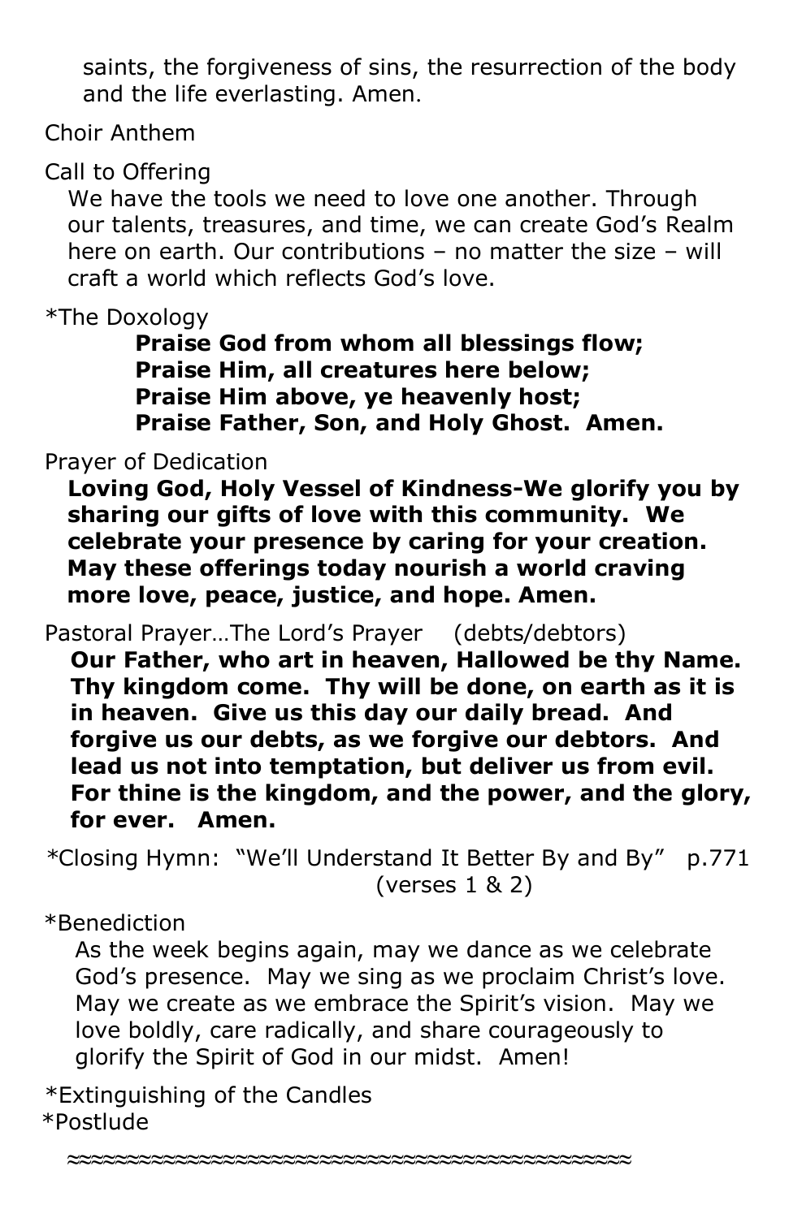saints, the forgiveness of sins, the resurrection of the body and the life everlasting. Amen.

Choir Anthem

Call to Offering

We have the tools we need to love one another. Through our talents, treasures, and time, we can create God's Realm here on earth. Our contributions – no matter the size – will craft a world which reflects God's love.

*The Doxology

**Praise God from whom all blessings flow;**
**Praise Him, all creatures here below;**
**Praise Him above, ye heavenly host;**
**Praise Father, Son, and Holy Ghost. Amen.**

Prayer of Dedication

**Loving God, Holy Vessel of Kindness-We glorify you by sharing our gifts of love with this community. We celebrate your presence by caring for your creation. May these offerings today nourish a world craving more love, peace, justice, and hope. Amen.**

Pastoral Prayer…The Lord's Prayer (debts/debtors)

**Our Father, who art in heaven, Hallowed be thy Name. Thy kingdom come. Thy will be done, on earth as it is in heaven. Give us this day our daily bread. And forgive us our debts, as we forgive our debtors. And lead us not into temptation, but deliver us from evil. For thine is the kingdom, and the power, and the glory, for ever. Amen.**

*Closing Hymn: "We'll Understand It Better By and By" p.771 (verses 1 & 2)

*Benediction

As the week begins again, may we dance as we celebrate God's presence. May we sing as we proclaim Christ's love. May we create as we embrace the Spirit's vision. May we love boldly, care radically, and share courageously to glorify the Spirit of God in our midst. Amen!

*Extinguishing of the Candles
*Postlude

≈≈≈≈≈≈≈≈≈≈≈≈≈≈≈≈≈≈≈≈≈≈≈≈≈≈≈≈≈≈≈≈≈≈≈≈≈≈≈≈≈≈≈≈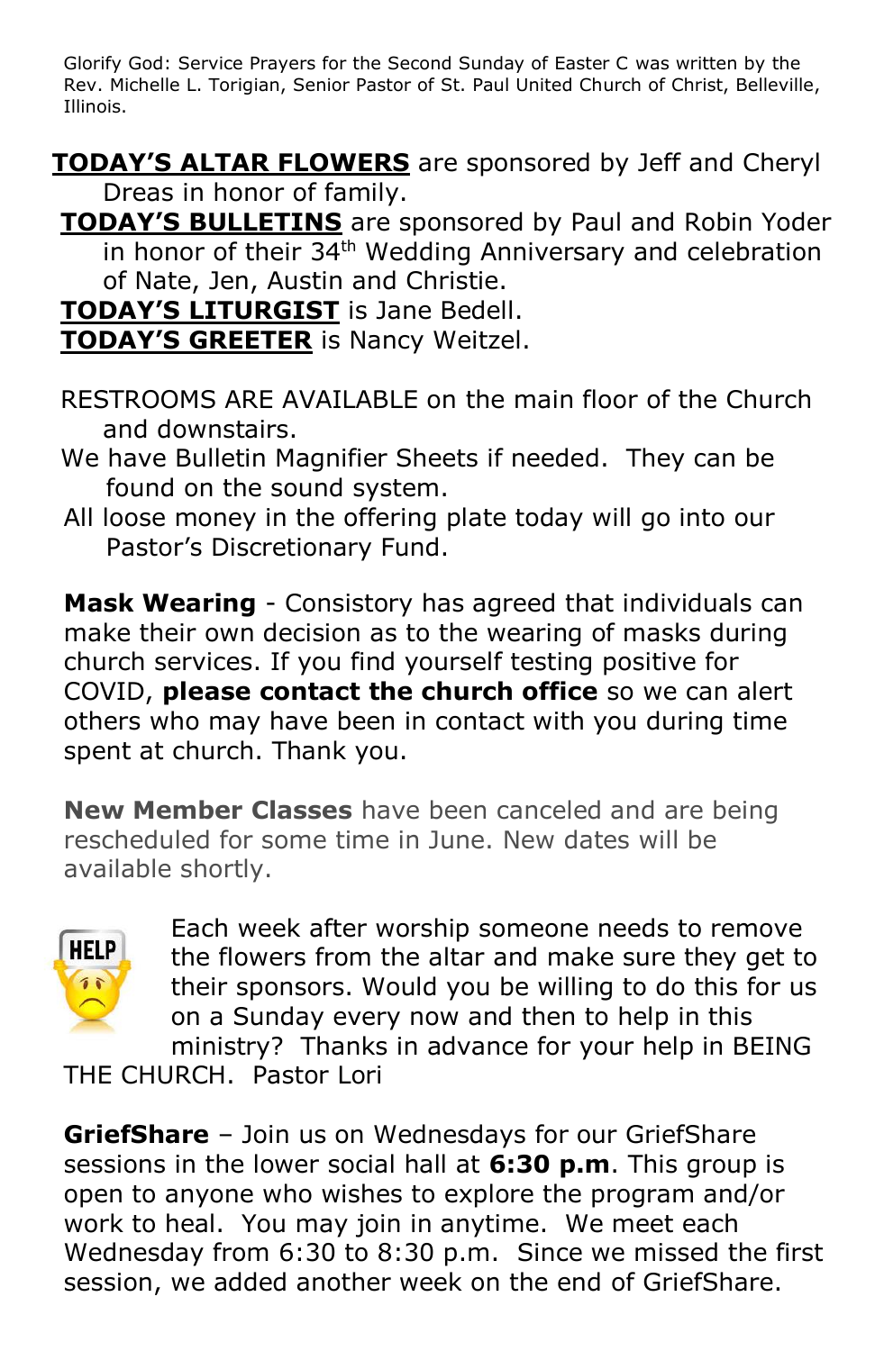Glorify God: Service Prayers for the Second Sunday of Easter C was written by the Rev. Michelle L. Torigian, Senior Pastor of St. Paul United Church of Christ, Belleville, Illinois.

**TODAY'S ALTAR FLOWERS** are sponsored by Jeff and Cheryl Dreas in honor of family.

**TODAY'S BULLETINS** are sponsored by Paul and Robin Yoder in honor of their 34th Wedding Anniversary and celebration of Nate, Jen, Austin and Christie.

**TODAY'S LITURGIST** is Jane Bedell.

**TODAY'S GREETER** is Nancy Weitzel.

RESTROOMS ARE AVAILABLE on the main floor of the Church and downstairs.

We have Bulletin Magnifier Sheets if needed. They can be found on the sound system.

All loose money in the offering plate today will go into our Pastor's Discretionary Fund.

**Mask Wearing** - Consistory has agreed that individuals can make their own decision as to the wearing of masks during church services. If you find yourself testing positive for COVID, **please contact the church office** so we can alert others who may have been in contact with you during time spent at church. Thank you.

**New Member Classes** have been canceled and are being rescheduled for some time in June. New dates will be available shortly.

Each week after worship someone needs to remove the flowers from the altar and make sure they get to their sponsors. Would you be willing to do this for us on a Sunday every now and then to help in this ministry? Thanks in advance for your help in BEING THE CHURCH. Pastor Lori

**GriefShare** – Join us on Wednesdays for our GriefShare sessions in the lower social hall at **6:30 p.m**. This group is open to anyone who wishes to explore the program and/or work to heal. You may join in anytime. We meet each Wednesday from 6:30 to 8:30 p.m. Since we missed the first session, we added another week on the end of GriefShare.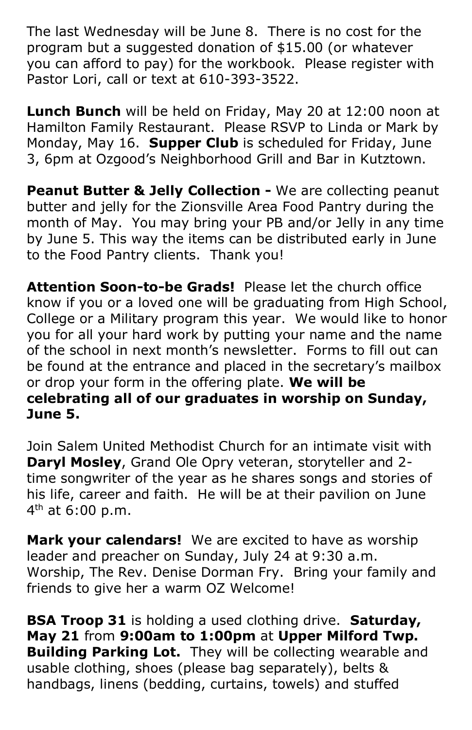The last Wednesday will be June 8. There is no cost for the program but a suggested donation of $15.00 (or whatever you can afford to pay) for the workbook. Please register with Pastor Lori, call or text at 610-393-3522.

**Lunch Bunch** will be held on Friday, May 20 at 12:00 noon at Hamilton Family Restaurant. Please RSVP to Linda or Mark by Monday, May 16. **Supper Club** is scheduled for Friday, June 3, 6pm at Ozgood's Neighborhood Grill and Bar in Kutztown.

**Peanut Butter & Jelly Collection -** We are collecting peanut butter and jelly for the Zionsville Area Food Pantry during the month of May. You may bring your PB and/or Jelly in any time by June 5. This way the items can be distributed early in June to the Food Pantry clients. Thank you!

**Attention Soon-to-be Grads!** Please let the church office know if you or a loved one will be graduating from High School, College or a Military program this year. We would like to honor you for all your hard work by putting your name and the name of the school in next month's newsletter. Forms to fill out can be found at the entrance and placed in the secretary's mailbox or drop your form in the offering plate. **We will be celebrating all of our graduates in worship on Sunday, June 5.**

Join Salem United Methodist Church for an intimate visit with **Daryl Mosley**, Grand Ole Opry veteran, storyteller and 2-time songwriter of the year as he shares songs and stories of his life, career and faith. He will be at their pavilion on June 4th at 6:00 p.m.

**Mark your calendars!** We are excited to have as worship leader and preacher on Sunday, July 24 at 9:30 a.m. Worship, The Rev. Denise Dorman Fry. Bring your family and friends to give her a warm OZ Welcome!

**BSA Troop 31** is holding a used clothing drive. **Saturday, May 21** from **9:00am to 1:00pm** at **Upper Milford Twp. Building Parking Lot.** They will be collecting wearable and usable clothing, shoes (please bag separately), belts & handbags, linens (bedding, curtains, towels) and stuffed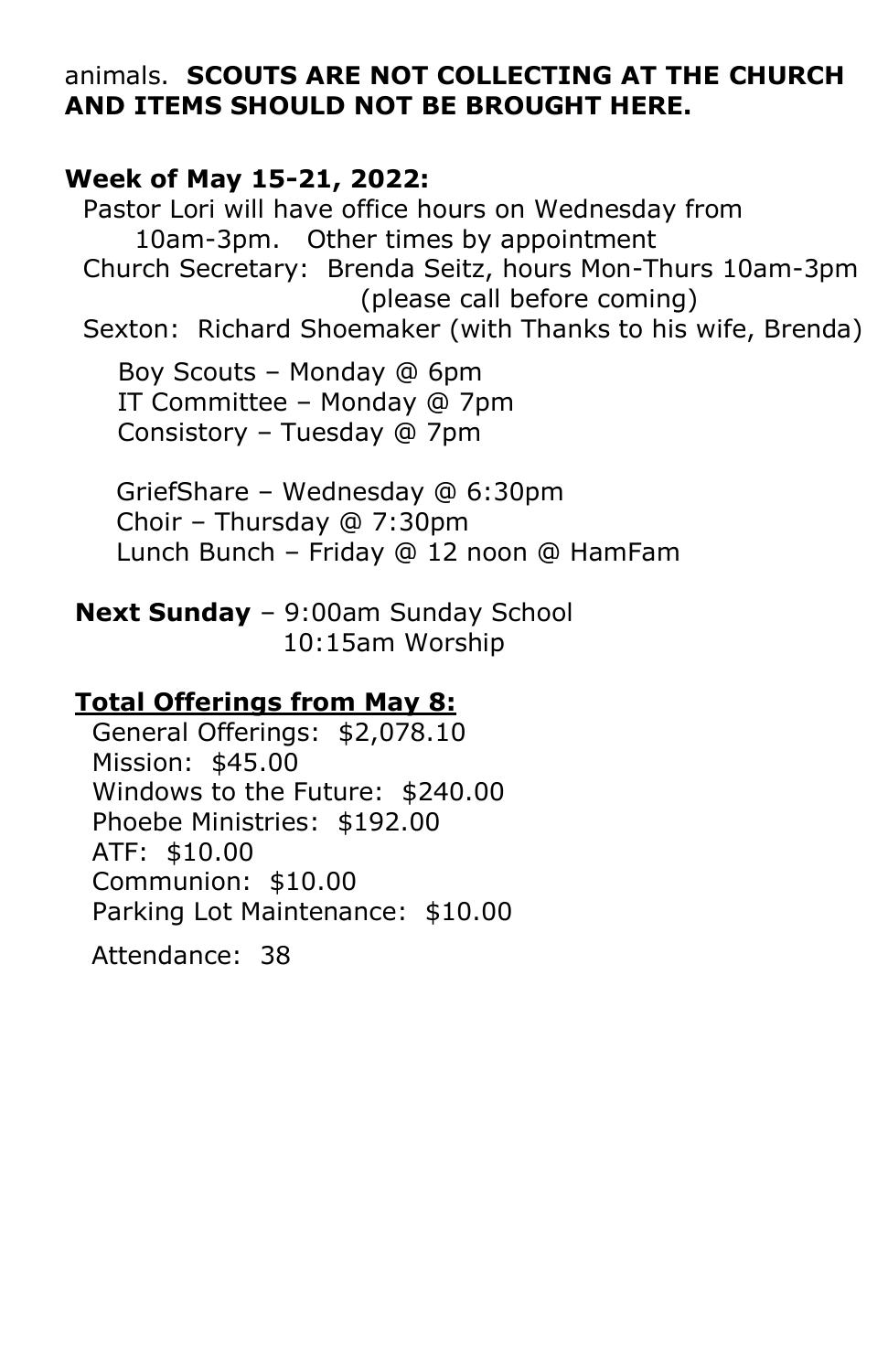animals. **SCOUTS ARE NOT COLLECTING AT THE CHURCH AND ITEMS SHOULD NOT BE BROUGHT HERE.**

**Week of May 15-21, 2022:**

Pastor Lori will have office hours on Wednesday from 10am-3pm. Other times by appointment

Church Secretary: Brenda Seitz, hours Mon-Thurs 10am-3pm (please call before coming)

Sexton: Richard Shoemaker (with Thanks to his wife, Brenda)

Boy Scouts – Monday @ 6pm
IT Committee – Monday @ 7pm
Consistory – Tuesday @ 7pm

GriefShare – Wednesday @ 6:30pm
Choir – Thursday @ 7:30pm
Lunch Bunch – Friday @ 12 noon @ HamFam

**Next Sunday** – 9:00am Sunday School
10:15am Worship

**Total Offerings from May 8:**

General Offerings: $2,078.10
Mission: $45.00
Windows to the Future: $240.00
Phoebe Ministries: $192.00
ATF: $10.00
Communion: $10.00
Parking Lot Maintenance: $10.00

Attendance: 38